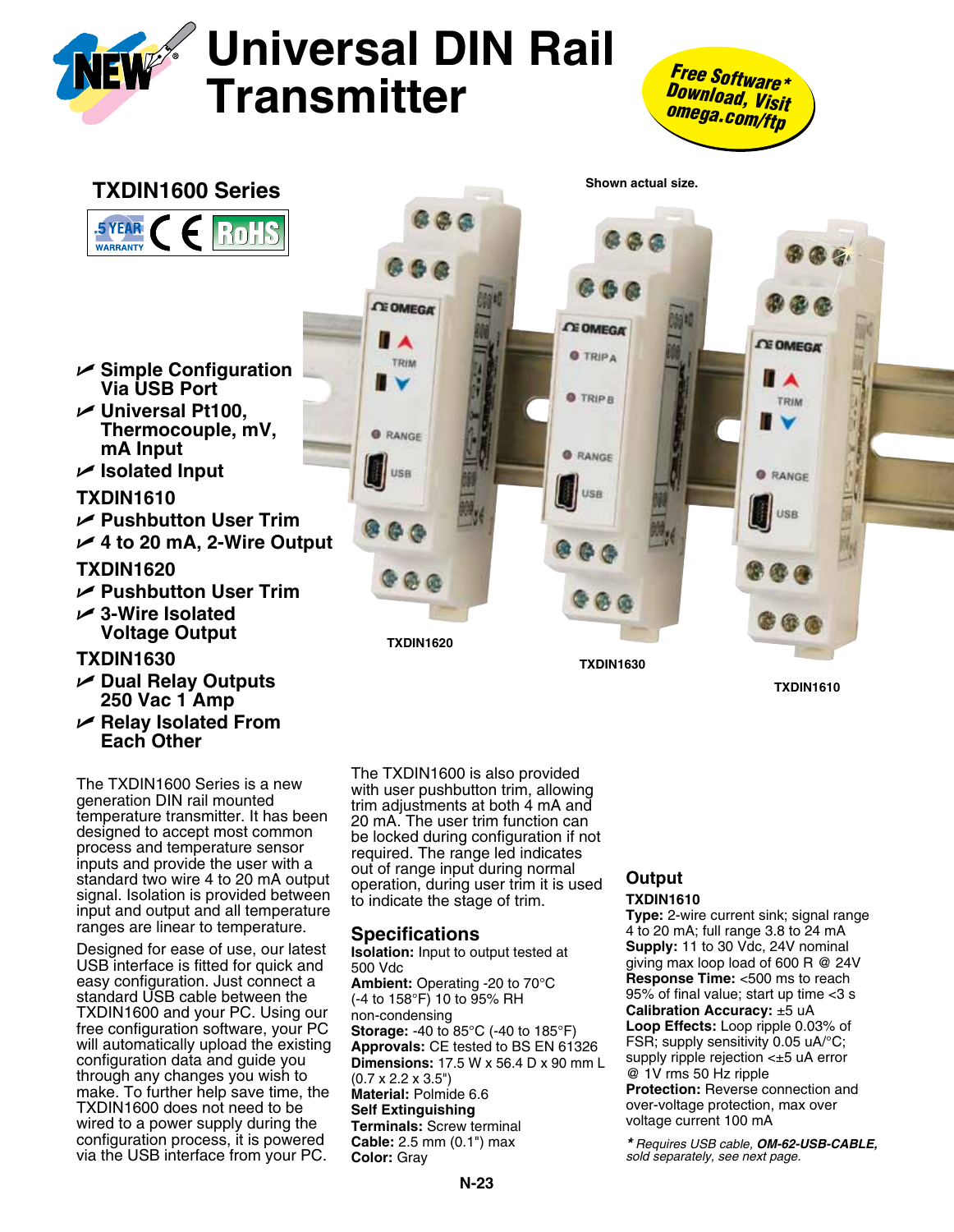# Universal DIN Rail Transmitter

**Free Software\* Download, Visit omega.com/ftp**

## TXDIN1600 Series

5 YEAR WARRANTY · CE · RoHS

- Simple Configuration Via USB Port
- Universal Pt100, Thermocouple, mV, mA Input
- Isolated Input

**TXDIN1610**

- Pushbutton User Trim
- 4 to 20 mA, 2-Wire Output

**TXDIN1620**

- Pushbutton User Trim
- 3-Wire Isolated Voltage Output

**TXDIN1630**

- Dual Relay Outputs 250 Vac 1 Amp
- Relay Isolated From Each Other

Shown actual size.

TXDIN1620 TXDIN1630 TXDIN1610

The TXDIN1600 Series is a new generation DIN rail mounted temperature transmitter. It has been designed to accept most common process and temperature sensor inputs and provide the user with a standard two wire 4 to 20 mA output signal. Isolation is provided between input and output and all temperature ranges are linear to temperature.

Designed for ease of use, our latest USB interface is fitted for quick and easy configuration. Just connect a standard USB cable between the TXDIN1600 and your PC. Using our free configuration software, your PC will automatically upload the existing configuration data and guide you through any changes you wish to make. To further help save time, the TXDIN1600 does not need to be wired to a power supply during the configuration process, it is powered via the USB interface from your PC.

The TXDIN1600 is also provided with user pushbutton trim, allowing trim adjustments at both 4 mA and 20 mA. The user trim function can be locked during configuration if not required. The range led indicates out of range input during normal operation, during user trim it is used to indicate the stage of trim.

## Specifications

**Isolation:** Input to output tested at 500 Vdc
**Ambient:** Operating -20 to 70°C (-4 to 158°F) 10 to 95% RH non-condensing
**Storage:** -40 to 85°C (-40 to 185°F)
**Approvals:** CE tested to BS EN 61326
**Dimensions:** 17.5 W x 56.4 D x 90 mm L (0.7 x 2.2 x 3.5")
**Material:** Polmide 6.6
**Self Extinguishing**
**Terminals:** Screw terminal
**Cable:** 2.5 mm (0.1") max
**Color:** Gray

## Output

**TXDIN1610**

**Type:** 2-wire current sink; signal range 4 to 20 mA; full range 3.8 to 24 mA
**Supply:** 11 to 30 Vdc, 24V nominal giving max loop load of 600 R @ 24V
**Response Time:** <500 ms to reach 95% of final value; start up time <3 s
**Calibration Accuracy:** ±5 uA
**Loop Effects:** Loop ripple 0.03% of FSR; supply sensitivity 0.05 uA/°C; supply ripple rejection <±5 uA error @ 1V rms 50 Hz ripple
**Protection:** Reverse connection and over-voltage protection, max over voltage current 100 mA

*\* Requires USB cable,* ***OM-62-USB-CABLE,*** *sold separately, see next page.*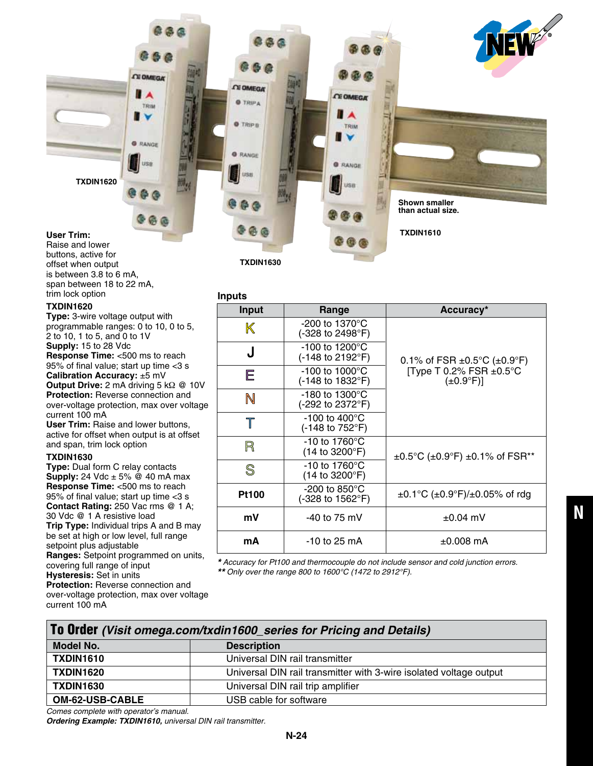TXDIN1620

TXDIN1630

TXDIN1610

Shown smaller than actual size.

**User Trim:** Raise and lower buttons, active for offset when output is between 3.8 to 6 mA, span between 18 to 22 mA, trim lock option

**TXDIN1620**

**Type:** 3-wire voltage output with programmable ranges: 0 to 10, 0 to 5, 2 to 10, 1 to 5, and 0 to 1V
**Supply:** 15 to 28 Vdc
**Response Time:** <500 ms to reach 95% of final value; start up time <3 s
**Calibration Accuracy:** ±5 mV
**Output Drive:** 2 mA driving 5 kΩ @ 10V
**Protection:** Reverse connection and over-voltage protection, max over voltage current 100 mA
**User Trim:** Raise and lower buttons, active for offset when output is at offset and span, trim lock option

**TXDIN1630**

**Type:** Dual form C relay contacts
**Supply:** 24 Vdc ± 5% @ 40 mA max
**Response Time:** <500 ms to reach 95% of final value; start up time <3 s
**Contact Rating:** 250 Vac rms @ 1 A; 30 Vdc @ 1 A resistive load
**Trip Type:** Individual trips A and B may be set at high or low level, full range setpoint plus adjustable
**Ranges:** Setpoint programmed on units, covering full range of input
**Hysteresis:** Set in units
**Protection:** Reverse connection and over-voltage protection, max over voltage current 100 mA

**Inputs**

| Input | Range | Accuracy* |
|---|---|---|
| K | -200 to 1370°C (-328 to 2498°F) | 0.1% of FSR ±0.5°C (±0.9°F) [Type T 0.2% FSR ±0.5°C (±0.9°F)] |
| J | -100 to 1200°C (-148 to 2192°F) | |
| E | -100 to 1000°C (-148 to 1832°F) | |
| N | -180 to 1300°C (-292 to 2372°F) | |
| T | -100 to 400°C (-148 to 752°F) | |
| R | -10 to 1760°C (14 to 3200°F) | ±0.5°C (±0.9°F) ±0.1% of FSR** |
| S | -10 to 1760°C (14 to 3200°F) | |
| Pt100 | -200 to 850°C (-328 to 1562°F) | ±0.1°C (±0.9°F)/±0.05% of rdg |
| mV | -40 to 75 mV | ±0.04 mV |
| mA | -10 to 25 mA | ±0.008 mA |

*\* Accuracy for Pt100 and thermocouple do not include sensor and cold junction errors.*
*\*\* Only over the range 800 to 1600°C (1472 to 2912°F).*

## To Order *(Visit omega.com/txdin1600_series for Pricing and Details)*

| Model No. | Description |
|---|---|
| **TXDIN1610** | Universal DIN rail transmitter |
| **TXDIN1620** | Universal DIN rail transmitter with 3-wire isolated voltage output |
| **TXDIN1630** | Universal DIN rail trip amplifier |
| **OM-62-USB-CABLE** | USB cable for software |

*Comes complete with operator's manual.*
***Ordering Example: TXDIN1610,** universal DIN rail transmitter.*